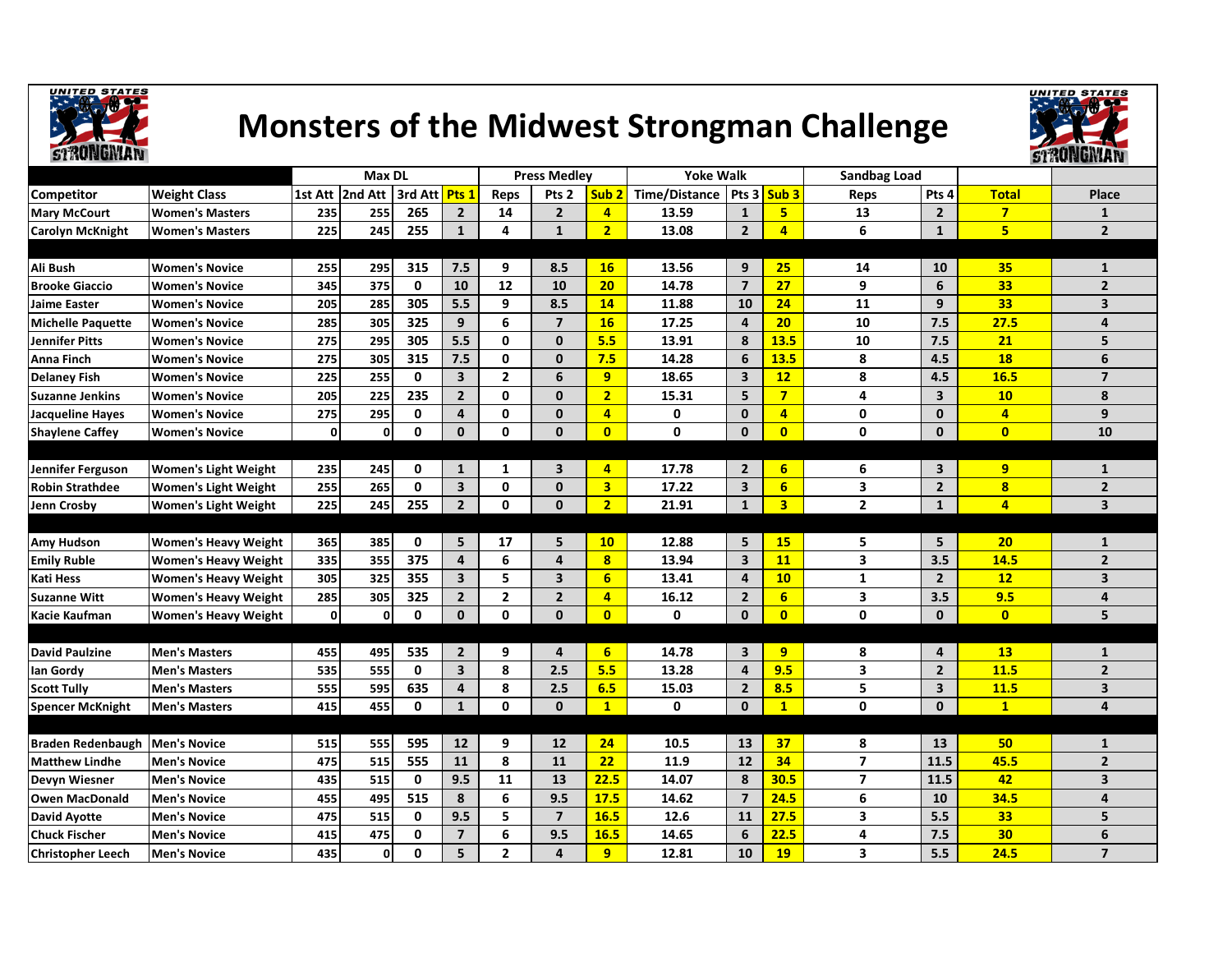# Monsters of the Midwest Strongman Challenge

| | | Max DL | | | | Press Medley | | | Yoke Walk | | | Sandbag Load | | | |
|---|---|---|---|---|---|---|---|---|---|---|---|---|---|---|---|
| **Competitor** | **Weight Class** | **1st Att** | **2nd Att** | **3rd Att** | **Pts 1** | **Reps** | **Pts 2** | **Sub 2** | **Time/Distance** | **Pts 3** | **Sub 3** | **Reps** | **Pts 4** | **Total** | **Place** |
| **Mary McCourt** | **Women's Masters** | 235 | 255 | 265 | 2 | 14 | 2 | 4 | 13.59 | 1 | 5 | 13 | 2 | 7 | 1 |
| **Carolyn McKnight** | **Women's Masters** | 225 | 245 | 255 | 1 | 4 | 1 | 2 | 13.08 | 2 | 4 | 6 | 1 | 5 | 2 |
| | | | | | | | | | | | | | | | |
| **Ali Bush** | **Women's Novice** | 255 | 295 | 315 | 7.5 | 9 | 8.5 | 16 | 13.56 | 9 | 25 | 14 | 10 | 35 | 1 |
| **Brooke Giaccio** | **Women's Novice** | 345 | 375 | 0 | 10 | 12 | 10 | 20 | 14.78 | 7 | 27 | 9 | 6 | 33 | 2 |
| **Jaime Easter** | **Women's Novice** | 205 | 285 | 305 | 5.5 | 9 | 8.5 | 14 | 11.88 | 10 | 24 | 11 | 9 | 33 | 3 |
| **Michelle Paquette** | **Women's Novice** | 285 | 305 | 325 | 9 | 6 | 7 | 16 | 17.25 | 4 | 20 | 10 | 7.5 | 27.5 | 4 |
| **Jennifer Pitts** | **Women's Novice** | 275 | 295 | 305 | 5.5 | 0 | 0 | 5.5 | 13.91 | 8 | 13.5 | 10 | 7.5 | 21 | 5 |
| **Anna Finch** | **Women's Novice** | 275 | 305 | 315 | 7.5 | 0 | 0 | 7.5 | 14.28 | 6 | 13.5 | 8 | 4.5 | 18 | 6 |
| **Delaney Fish** | **Women's Novice** | 225 | 255 | 0 | 3 | 2 | 6 | 9 | 18.65 | 3 | 12 | 8 | 4.5 | 16.5 | 7 |
| **Suzanne Jenkins** | **Women's Novice** | 205 | 225 | 235 | 2 | 0 | 0 | 2 | 15.31 | 5 | 7 | 4 | 3 | 10 | 8 |
| **Jacqueline Hayes** | **Women's Novice** | 275 | 295 | 0 | 4 | 0 | 0 | 4 | 0 | 0 | 4 | 0 | 0 | 4 | 9 |
| **Shaylene Caffey** | **Women's Novice** | 0 | 0 | 0 | 0 | 0 | 0 | 0 | 0 | 0 | 0 | 0 | 0 | 0 | 10 |
| | | | | | | | | | | | | | | | |
| **Jennifer Ferguson** | **Women's Light Weight** | 235 | 245 | 0 | 1 | 1 | 3 | 4 | 17.78 | 2 | 6 | 6 | 3 | 9 | 1 |
| **Robin Strathdee** | **Women's Light Weight** | 255 | 265 | 0 | 3 | 0 | 0 | 3 | 17.22 | 3 | 6 | 3 | 2 | 8 | 2 |
| **Jenn Crosby** | **Women's Light Weight** | 225 | 245 | 255 | 2 | 0 | 0 | 2 | 21.91 | 1 | 3 | 2 | 1 | 4 | 3 |
| | | | | | | | | | | | | | | | |
| **Amy Hudson** | **Women's Heavy Weight** | 365 | 385 | 0 | 5 | 17 | 5 | 10 | 12.88 | 5 | 15 | 5 | 5 | 20 | 1 |
| **Emily Ruble** | **Women's Heavy Weight** | 335 | 355 | 375 | 4 | 6 | 4 | 8 | 13.94 | 3 | 11 | 3 | 3.5 | 14.5 | 2 |
| **Kati Hess** | **Women's Heavy Weight** | 305 | 325 | 355 | 3 | 5 | 3 | 6 | 13.41 | 4 | 10 | 1 | 2 | 12 | 3 |
| **Suzanne Witt** | **Women's Heavy Weight** | 285 | 305 | 325 | 2 | 2 | 2 | 4 | 16.12 | 2 | 6 | 3 | 3.5 | 9.5 | 4 |
| **Kacie Kaufman** | **Women's Heavy Weight** | 0 | 0 | 0 | 0 | 0 | 0 | 0 | 0 | 0 | 0 | 0 | 0 | 0 | 5 |
| | | | | | | | | | | | | | | | |
| **David Paulzine** | **Men's Masters** | 455 | 495 | 535 | 2 | 9 | 4 | 6 | 14.78 | 3 | 9 | 8 | 4 | 13 | 1 |
| **Ian Gordy** | **Men's Masters** | 535 | 555 | 0 | 3 | 8 | 2.5 | 5.5 | 13.28 | 4 | 9.5 | 3 | 2 | 11.5 | 2 |
| **Scott Tully** | **Men's Masters** | 555 | 595 | 635 | 4 | 8 | 2.5 | 6.5 | 15.03 | 2 | 8.5 | 5 | 3 | 11.5 | 3 |
| **Spencer McKnight** | **Men's Masters** | 415 | 455 | 0 | 1 | 0 | 0 | 1 | 0 | 0 | 1 | 0 | 0 | 1 | 4 |
| | | | | | | | | | | | | | | | |
| **Braden Redenbaugh** | **Men's Novice** | 515 | 555 | 595 | 12 | 9 | 12 | 24 | 10.5 | 13 | 37 | 8 | 13 | 50 | 1 |
| **Matthew Lindhe** | **Men's Novice** | 475 | 515 | 555 | 11 | 8 | 11 | 22 | 11.9 | 12 | 34 | 7 | 11.5 | 45.5 | 2 |
| **Devyn Wiesner** | **Men's Novice** | 435 | 515 | 0 | 9.5 | 11 | 13 | 22.5 | 14.07 | 8 | 30.5 | 7 | 11.5 | 42 | 3 |
| **Owen MacDonald** | **Men's Novice** | 455 | 495 | 515 | 8 | 6 | 9.5 | 17.5 | 14.62 | 7 | 24.5 | 6 | 10 | 34.5 | 4 |
| **David Ayotte** | **Men's Novice** | 475 | 515 | 0 | 9.5 | 5 | 7 | 16.5 | 12.6 | 11 | 27.5 | 3 | 5.5 | 33 | 5 |
| **Chuck Fischer** | **Men's Novice** | 415 | 475 | 0 | 7 | 6 | 9.5 | 16.5 | 14.65 | 6 | 22.5 | 4 | 7.5 | 30 | 6 |
| **Christopher Leech** | **Men's Novice** | 435 | 0 | 0 | 5 | 2 | 4 | 9 | 12.81 | 10 | 19 | 3 | 5.5 | 24.5 | 7 |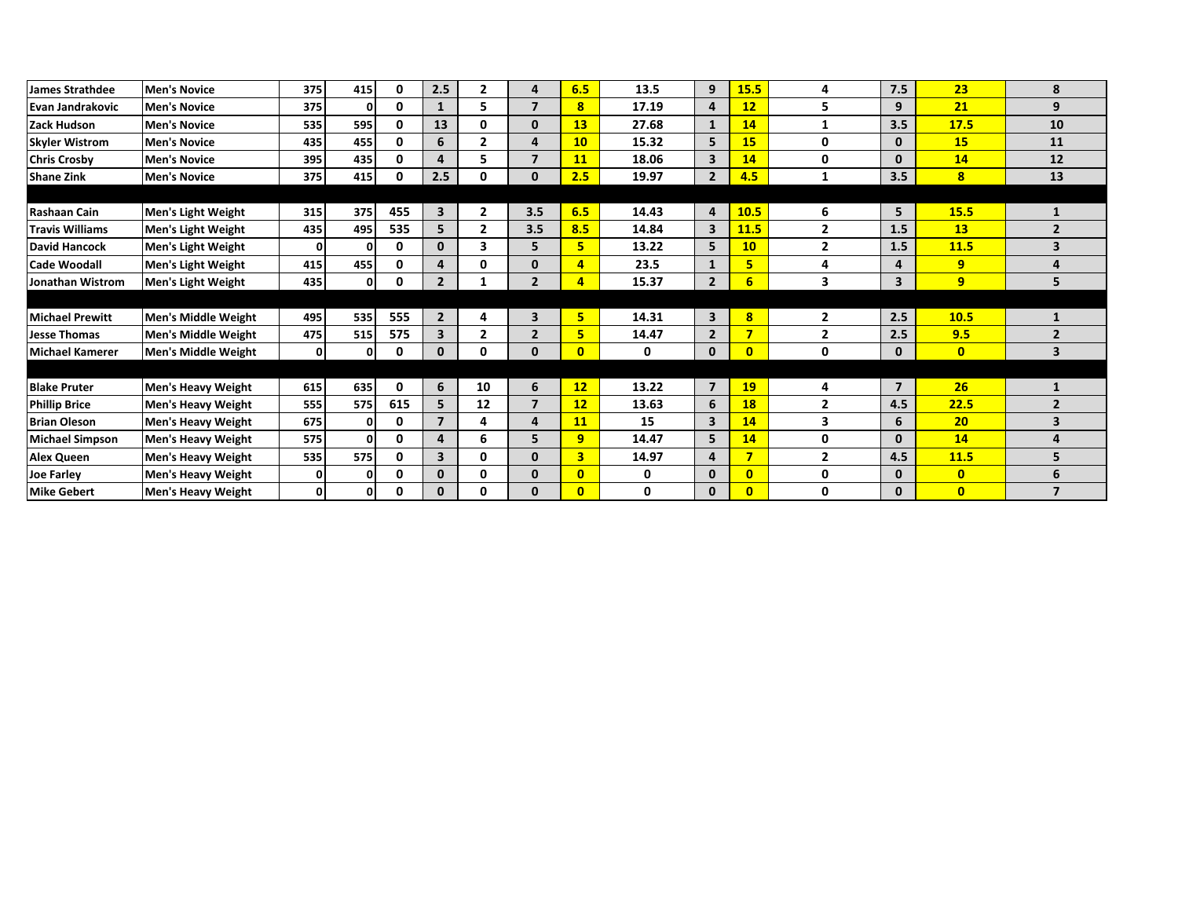| | | | | | | | | | | | | | | | |
|---|---|---|---|---|---|---|---|---|---|---|---|---|---|---|---|
| James Strathdee | Men's Novice | 375 | 415 | 0 | 2.5 | 2 | 4 | 6.5 | 13.5 | 9 | 15.5 | 4 | 7.5 | 23 | 8 |
| Evan Jandrakovic | Men's Novice | 375 | 0 | 0 | 1 | 5 | 7 | 8 | 17.19 | 4 | 12 | 5 | 9 | 21 | 9 |
| Zack Hudson | Men's Novice | 535 | 595 | 0 | 13 | 0 | 0 | 13 | 27.68 | 1 | 14 | 1 | 3.5 | 17.5 | 10 |
| Skyler Wistrom | Men's Novice | 435 | 455 | 0 | 6 | 2 | 4 | 10 | 15.32 | 5 | 15 | 0 | 0 | 15 | 11 |
| Chris Crosby | Men's Novice | 395 | 435 | 0 | 4 | 5 | 7 | 11 | 18.06 | 3 | 14 | 0 | 0 | 14 | 12 |
| Shane Zink | Men's Novice | 375 | 415 | 0 | 2.5 | 0 | 0 | 2.5 | 19.97 | 2 | 4.5 | 1 | 3.5 | 8 | 13 |
| | | | | | | | | | | | | | | | |
| Rashaan Cain | Men's Light Weight | 315 | 375 | 455 | 3 | 2 | 3.5 | 6.5 | 14.43 | 4 | 10.5 | 6 | 5 | 15.5 | 1 |
| Travis Williams | Men's Light Weight | 435 | 495 | 535 | 5 | 2 | 3.5 | 8.5 | 14.84 | 3 | 11.5 | 2 | 1.5 | 13 | 2 |
| David Hancock | Men's Light Weight | 0 | 0 | 0 | 0 | 3 | 5 | 5 | 13.22 | 5 | 10 | 2 | 1.5 | 11.5 | 3 |
| Cade Woodall | Men's Light Weight | 415 | 455 | 0 | 4 | 0 | 0 | 4 | 23.5 | 1 | 5 | 4 | 4 | 9 | 4 |
| Jonathan Wistrom | Men's Light Weight | 435 | 0 | 0 | 2 | 1 | 2 | 4 | 15.37 | 2 | 6 | 3 | 3 | 9 | 5 |
| | | | | | | | | | | | | | | | |
| Michael Prewitt | Men's Middle Weight | 495 | 535 | 555 | 2 | 4 | 3 | 5 | 14.31 | 3 | 8 | 2 | 2.5 | 10.5 | 1 |
| Jesse Thomas | Men's Middle Weight | 475 | 515 | 575 | 3 | 2 | 2 | 5 | 14.47 | 2 | 7 | 2 | 2.5 | 9.5 | 2 |
| Michael Kamerer | Men's Middle Weight | 0 | 0 | 0 | 0 | 0 | 0 | 0 | 0 | 0 | 0 | 0 | 0 | 0 | 3 |
| | | | | | | | | | | | | | | | |
| Blake Pruter | Men's Heavy Weight | 615 | 635 | 0 | 6 | 10 | 6 | 12 | 13.22 | 7 | 19 | 4 | 7 | 26 | 1 |
| Phillip Brice | Men's Heavy Weight | 555 | 575 | 615 | 5 | 12 | 7 | 12 | 13.63 | 6 | 18 | 2 | 4.5 | 22.5 | 2 |
| Brian Oleson | Men's Heavy Weight | 675 | 0 | 0 | 7 | 4 | 4 | 11 | 15 | 3 | 14 | 3 | 6 | 20 | 3 |
| Michael Simpson | Men's Heavy Weight | 575 | 0 | 0 | 4 | 6 | 5 | 9 | 14.47 | 5 | 14 | 0 | 0 | 14 | 4 |
| Alex Queen | Men's Heavy Weight | 535 | 575 | 0 | 3 | 0 | 0 | 3 | 14.97 | 4 | 7 | 2 | 4.5 | 11.5 | 5 |
| Joe Farley | Men's Heavy Weight | 0 | 0 | 0 | 0 | 0 | 0 | 0 | 0 | 0 | 0 | 0 | 0 | 0 | 6 |
| Mike Gebert | Men's Heavy Weight | 0 | 0 | 0 | 0 | 0 | 0 | 0 | 0 | 0 | 0 | 0 | 0 | 0 | 7 |